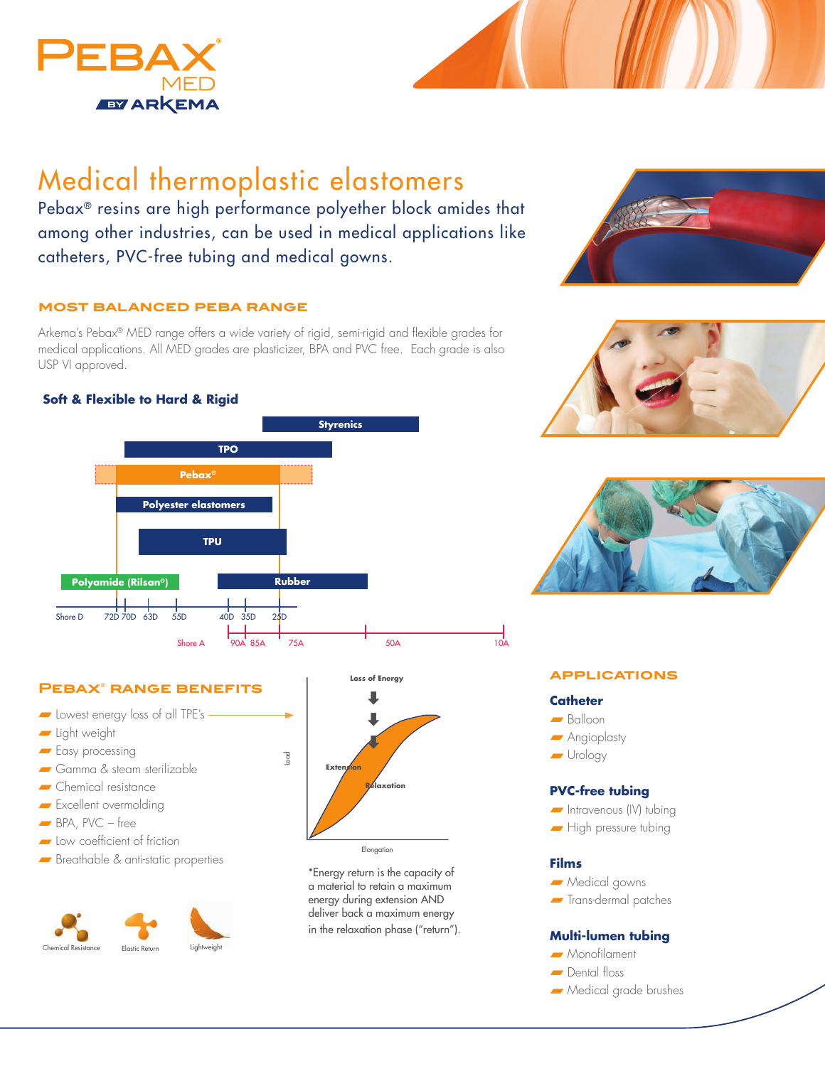# Medical thermoplastic elastomers

Pebax® resins are high performance polyether block amides that among other industries, can be used in medical applications like catheters, PVC-free tubing and medical gowns.

## MOST BALANCED PEBA RANGE

Arkema's Pebax® MED range offers a wide variety of rigid, semi-rigid and flexible grades for medical applications. All MED grades are plasticizer, BPA and PVC free. Each grade is also USP VI approved.

### Soft & Flexible to Hard & Rigid

Styrenics

TPO

Pebax®

Polyester elastomers

TPU

Polyamide (Rilsan®)

Rubber

Shore D: 72D 70D 63D 55D 40D 35D 25D

Shore A: 90A 85A 75A 50A 10A

## PEBAX® RANGE BENEFITS

- Lowest energy loss of all TPE's
- Light weight
- Easy processing
- Gamma & steam sterilizable
- Chemical resistance
- Excellent overmolding
- BPA, PVC – free
- Low coefficient of friction
- Breathable & anti-static properties

Chemical Resistance

Elastic Return

Lightweight

Loss of Energy

Load

Extension

Relaxation

Elongation

*Energy return is the capacity of a material to retain a maximum energy during extension AND deliver back a maximum energy in the relaxation phase ("return").

## APPLICATIONS

### Catheter

- Balloon
- Angioplasty
- Urology

### PVC-free tubing

- Intravenous (IV) tubing
- High pressure tubing

### Films

- Medical gowns
- Trans-dermal patches

### Multi-lumen tubing

- Monofilament
- Dental floss
- Medical grade brushes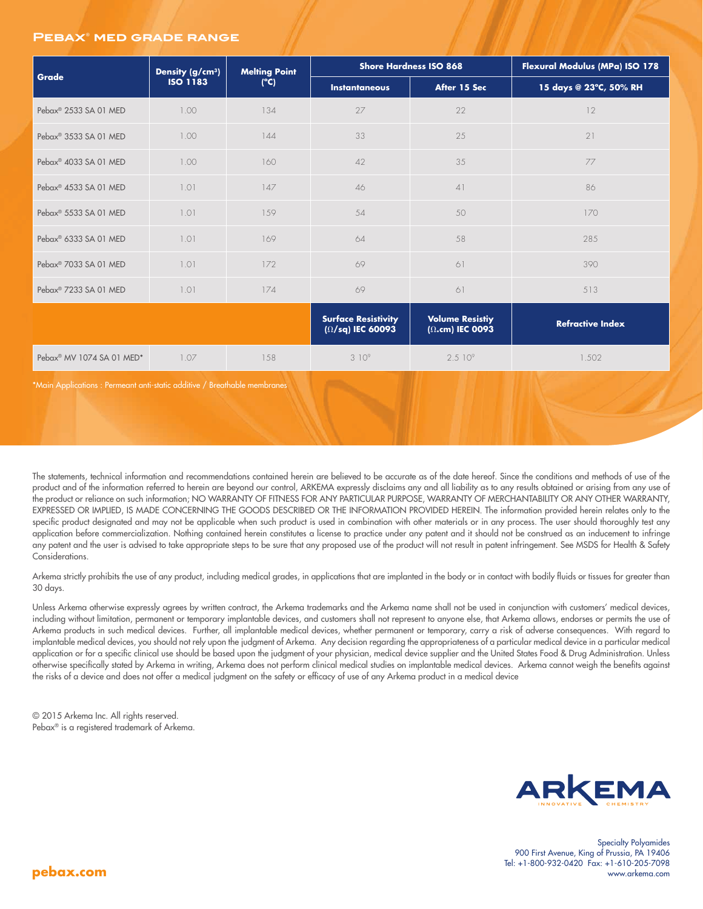## PEBAX® MED GRADE RANGE

| Grade | Density (g/cm³) ISO 1183 | Melting Point (°C) | Shore Hardness ISO 868 | | Flexural Modulus (MPa) ISO 178 |
|---|---|---|---|---|---|
| | | | Instantaneous | After 15 Sec | 15 days @ 23°C, 50% RH |
| Pebax® 2533 SA 01 MED | 1.00 | 134 | 27 | 22 | 12 |
| Pebax® 3533 SA 01 MED | 1.00 | 144 | 33 | 25 | 21 |
| Pebax® 4033 SA 01 MED | 1.00 | 160 | 42 | 35 | 77 |
| Pebax® 4533 SA 01 MED | 1.01 | 147 | 46 | 41 | 86 |
| Pebax® 5533 SA 01 MED | 1.01 | 159 | 54 | 50 | 170 |
| Pebax® 6333 SA 01 MED | 1.01 | 169 | 64 | 58 | 285 |
| Pebax® 7033 SA 01 MED | 1.01 | 172 | 69 | 61 | 390 |
| Pebax® 7233 SA 01 MED | 1.01 | 174 | 69 | 61 | 513 |
| | | | Surface Resistivity (Ω/sq) IEC 60093 | Volume Resistiy (Ω.cm) IEC 0093 | Refractive Index |
| Pebax® MV 1074 SA 01 MED* | 1.07 | 158 | $3\ 10^{9}$ | $2.5\ 10^{9}$ | 1.502 |

*Main Applications : Permeant anti-static additive / Breathable membranes

The statements, technical information and recommendations contained herein are believed to be accurate as of the date hereof. Since the conditions and methods of use of the product and of the information referred to herein are beyond our control, ARKEMA expressly disclaims any and all liability as to any results obtained or arising from any use of the product or reliance on such information; NO WARRANTY OF FITNESS FOR ANY PARTICULAR PURPOSE, WARRANTY OF MERCHANTABILITY OR ANY OTHER WARRANTY, EXPRESSED OR IMPLIED, IS MADE CONCERNING THE GOODS DESCRIBED OR THE INFORMATION PROVIDED HEREIN. The information provided herein relates only to the specific product designated and may not be applicable when such product is used in combination with other materials or in any process. The user should thoroughly test any application before commercialization. Nothing contained herein constitutes a license to practice under any patent and it should not be construed as an inducement to infringe any patent and the user is advised to take appropriate steps to be sure that any proposed use of the product will not result in patent infringement. See MSDS for Health & Safety Considerations.

Arkema strictly prohibits the use of any product, including medical grades, in applications that are implanted in the body or in contact with bodily fluids or tissues for greater than 30 days.

Unless Arkema otherwise expressly agrees by written contract, the Arkema trademarks and the Arkema name shall not be used in conjunction with customers' medical devices, including without limitation, permanent or temporary implantable devices, and customers shall not represent to anyone else, that Arkema allows, endorses or permits the use of Arkema products in such medical devices. Further, all implantable medical devices, whether permanent or temporary, carry a risk of adverse consequences. With regard to implantable medical devices, you should not rely upon the judgment of Arkema. Any decision regarding the appropriateness of a particular medical device in a particular medical application or for a specific clinical use should be based upon the judgment of your physician, medical device supplier and the United States Food & Drug Administration. Unless otherwise specifically stated by Arkema in writing, Arkema does not perform clinical medical studies on implantable medical devices. Arkema cannot weigh the benefits against the risks of a device and does not offer a medical judgment on the safety or efficacy of use of any Arkema product in a medical device

© 2015 Arkema Inc. All rights reserved.
Pebax® is a registered trademark of Arkema.

ARKEMA
INNOVATIVE CHEMISTRY

Specialty Polyamides
900 First Avenue, King of Prussia, PA 19406
Tel: +1-800-932-0420 Fax: +1-610-205-7098
www.arkema.com

**pebax.com**